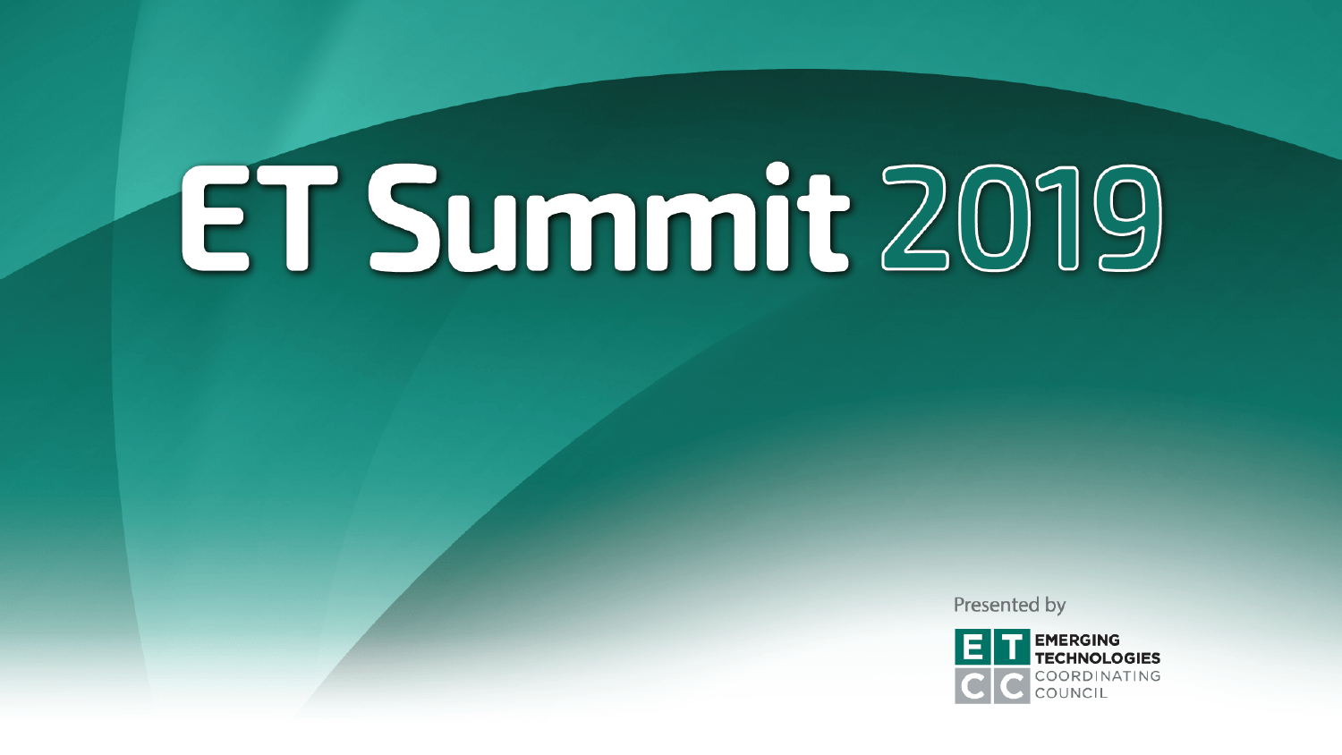# ET Summit 2019

Presented by

EMERGING TECHNOLOGIES COORDINATING COUNCIL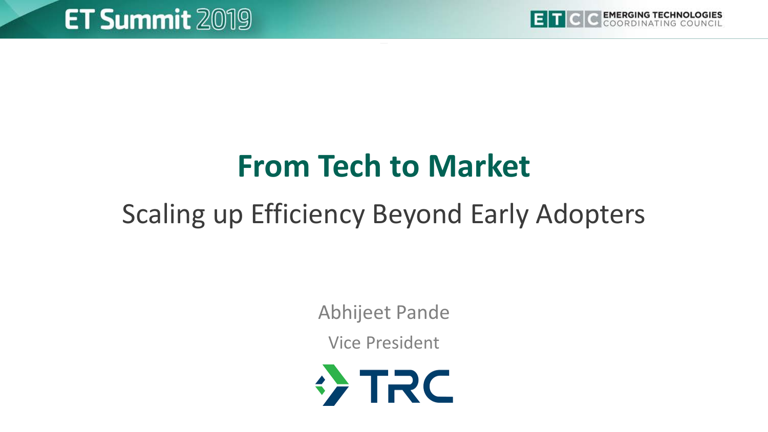# From Tech to Market

## Scaling up Efficiency Beyond Early Adopters

Abhijeet Pande

Vice President

TRC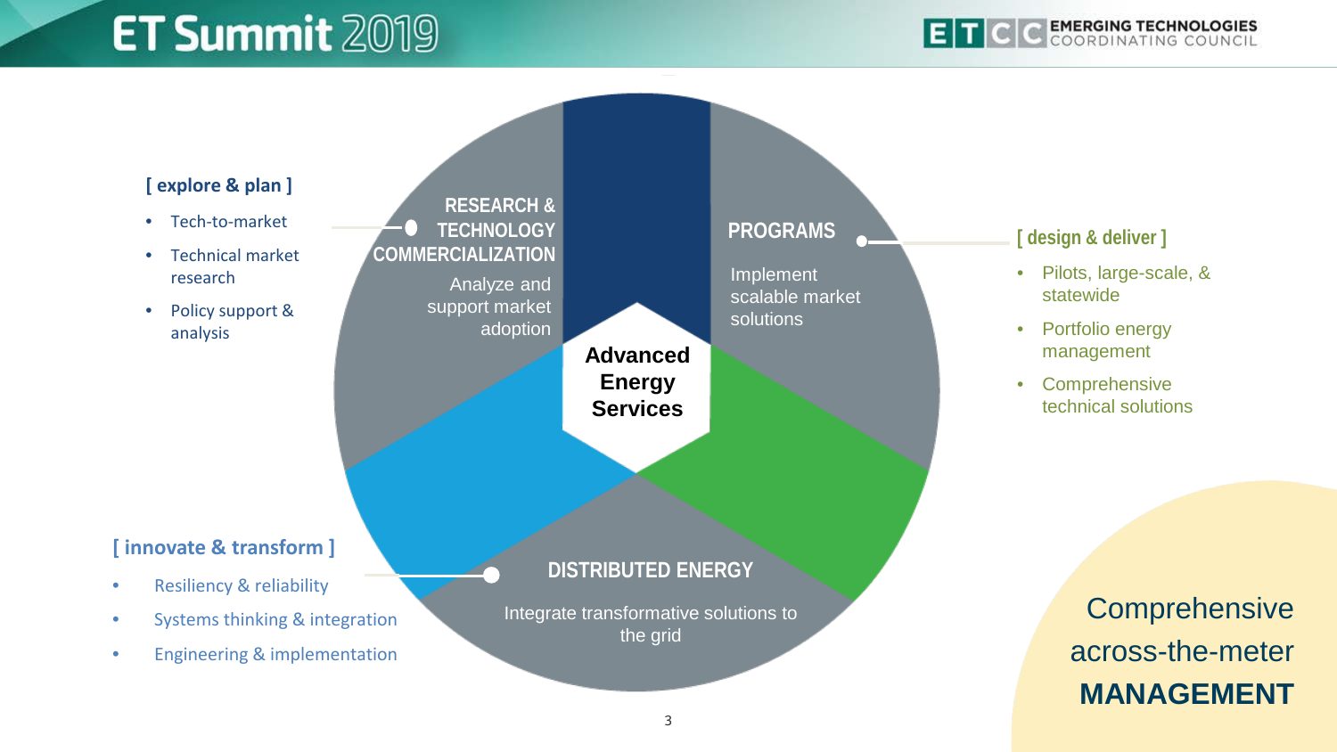## [ explore & plan ]

- Tech-to-market
- Technical market research
- Policy support & analysis

### RESEARCH & TECHNOLOGY COMMERCIALIZATION

Analyze and support market adoption

### PROGRAMS

Implement scalable market solutions

## [ design & deliver ]

- Pilots, large-scale, & statewide
- Portfolio energy management
- Comprehensive technical solutions

**Advanced Energy Services**

## [ innovate & transform ]

- Resiliency & reliability
- Systems thinking & integration
- Engineering & implementation

### DISTRIBUTED ENERGY

Integrate transformative solutions to the grid

Comprehensive across-the-meter **MANAGEMENT**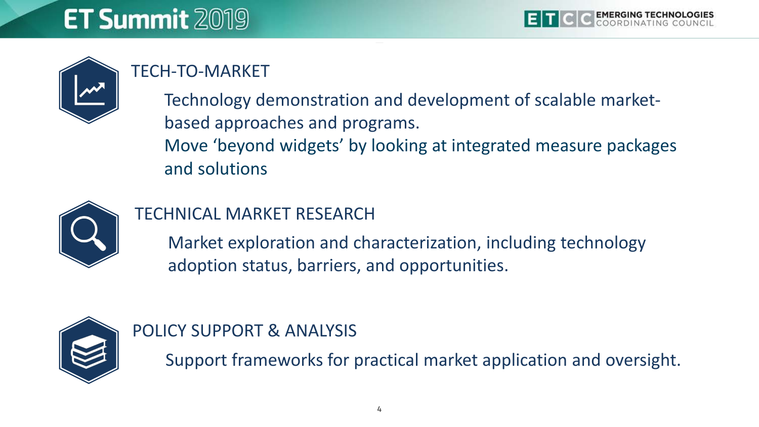## TECH-TO-MARKET

Technology demonstration and development of scalable market-based approaches and programs.

Move 'beyond widgets' by looking at integrated measure packages and solutions

## TECHNICAL MARKET RESEARCH

Market exploration and characterization, including technology adoption status, barriers, and opportunities.

## POLICY SUPPORT & ANALYSIS

Support frameworks for practical market application and oversight.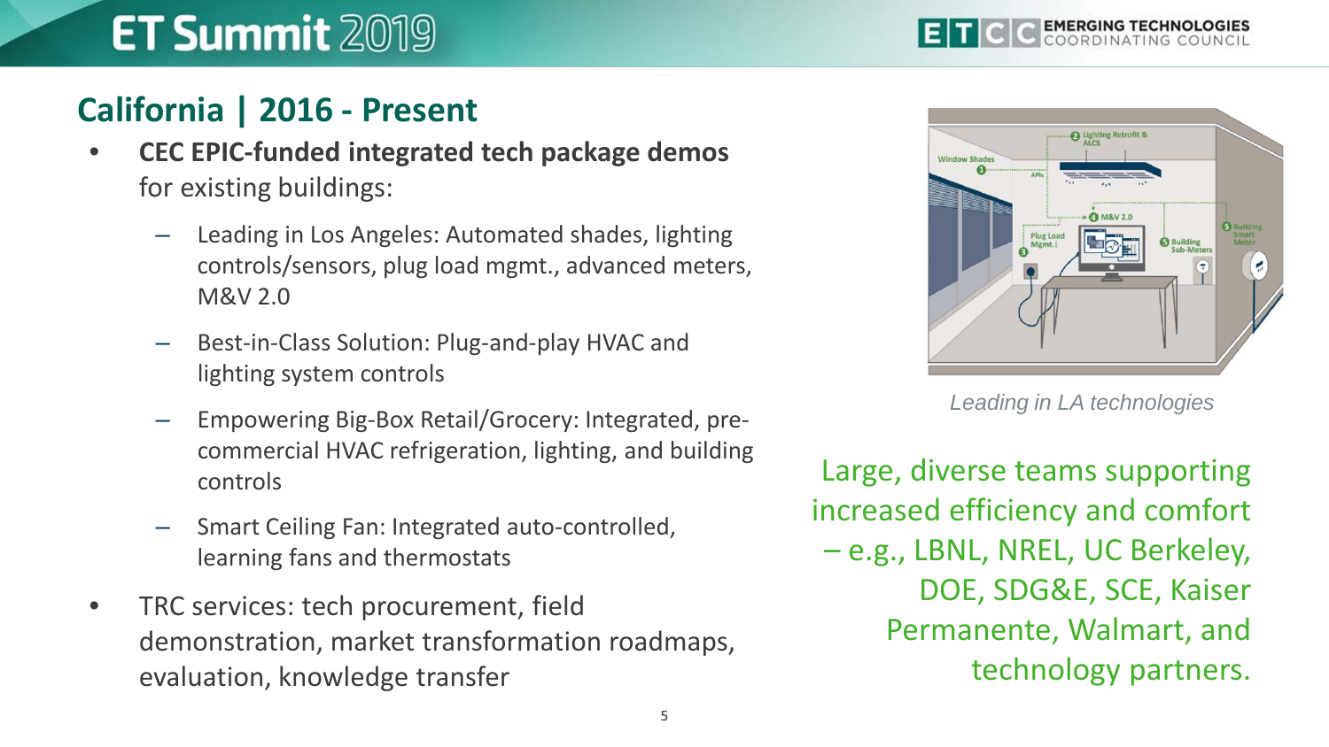## California | 2016 - Present

- **CEC EPIC-funded integrated tech package demos** for existing buildings:
  - Leading in Los Angeles: Automated shades, lighting controls/sensors, plug load mgmt., advanced meters, M&V 2.0
  - Best-in-Class Solution: Plug-and-play HVAC and lighting system controls
  - Empowering Big-Box Retail/Grocery: Integrated, pre-commercial HVAC refrigeration, lighting, and building controls
  - Smart Ceiling Fan: Integrated auto-controlled, learning fans and thermostats
- TRC services: tech procurement, field demonstration, market transformation roadmaps, evaluation, knowledge transfer

*Leading in LA technologies*

Large, diverse teams supporting increased efficiency and comfort – e.g., LBNL, NREL, UC Berkeley, DOE, SDG&E, SCE, Kaiser Permanente, Walmart, and technology partners.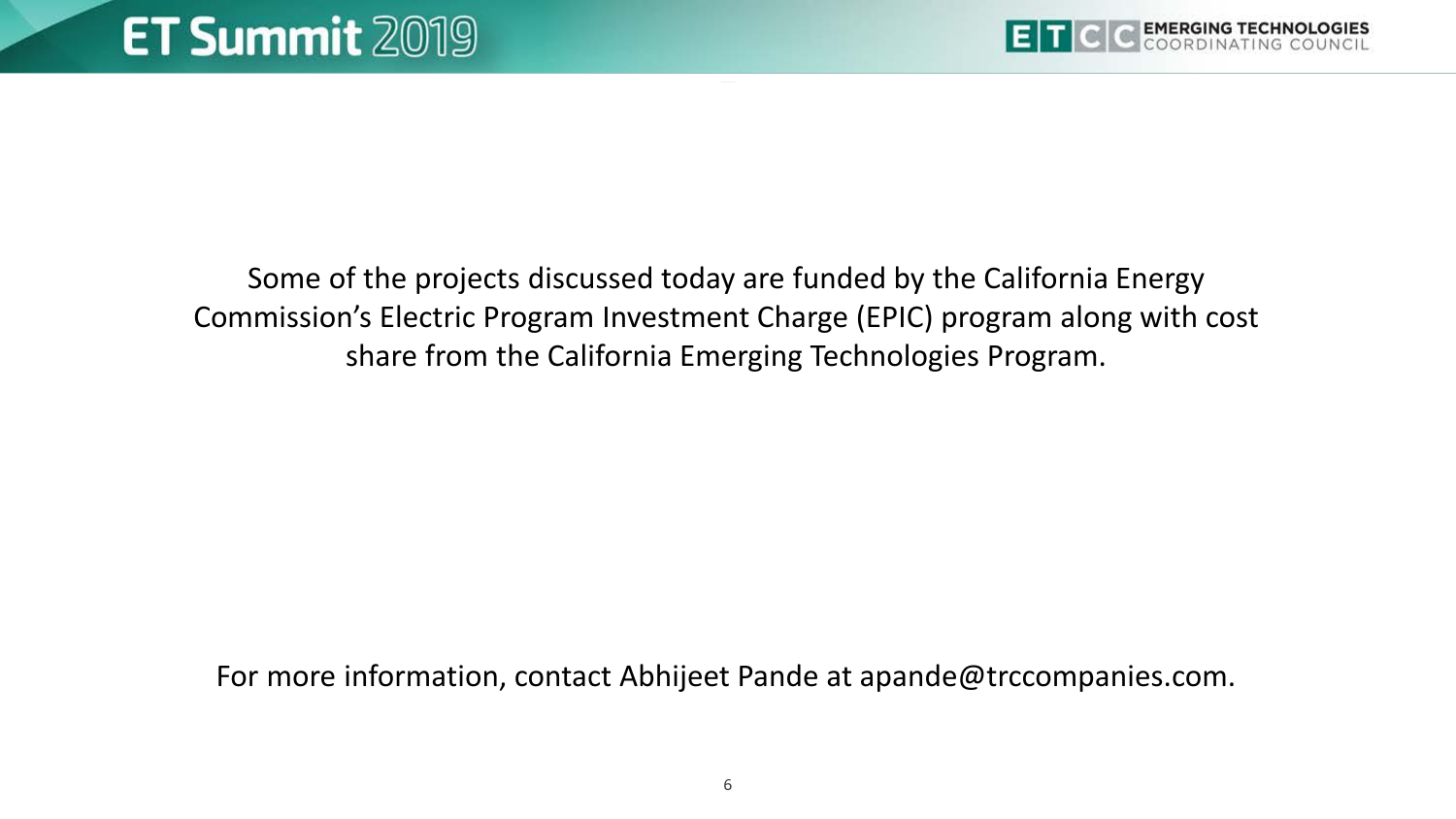Some of the projects discussed today are funded by the California Energy Commission's Electric Program Investment Charge (EPIC) program along with cost share from the California Emerging Technologies Program.

For more information, contact Abhijeet Pande at apande@trccompanies.com.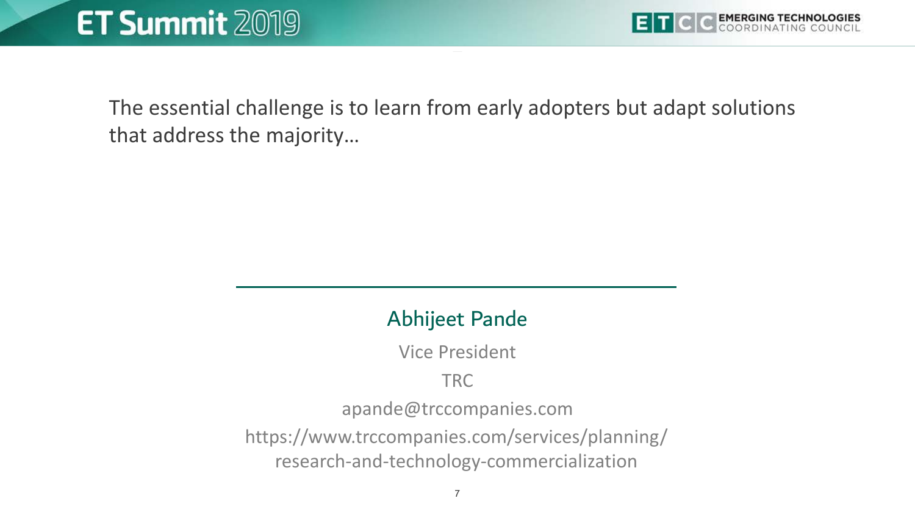The essential challenge is to learn from early adopters but adapt solutions that address the majority…

---

**Abhijeet Pande**

Vice President

TRC

apande@trccompanies.com

https://www.trccompanies.com/services/planning/research-and-technology-commercialization